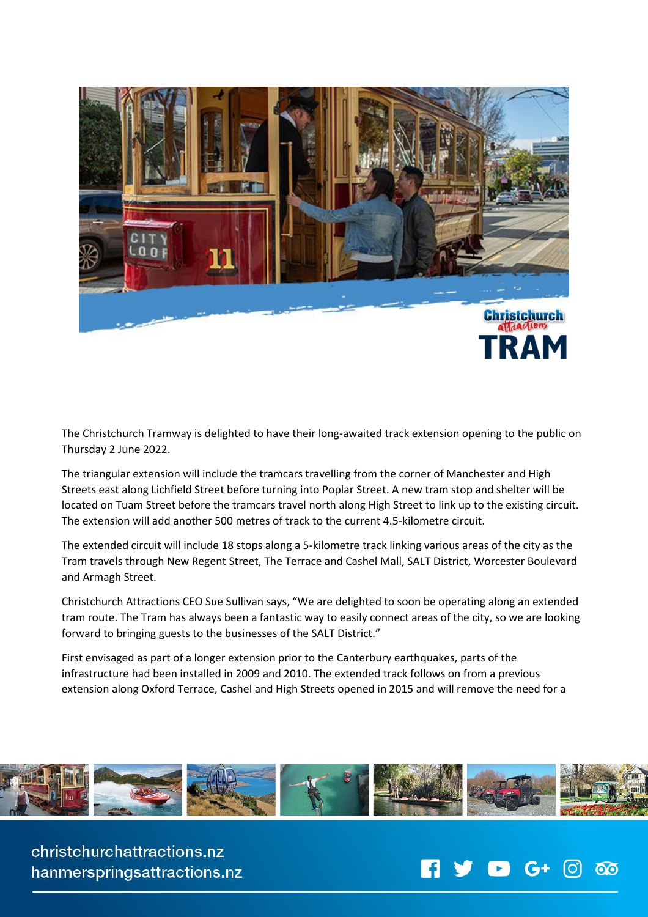The Christchurch Tramway is delighted to have their long-awaited track extension opening to the public on Thursday 2 June 2022.

The triangular extension will include the tramcars travelling from the corner of Manchester and High Streets east along Lichfield Street before turning into Poplar Street. A new tram stop and shelter will be located on Tuam Street before the tramcars travel north along High Street to link up to the existing circuit. The extension will add another 500 metres of track to the current 4.5-kilometre circuit.

The extended circuit will include 18 stops along a 5-kilometre track linking various areas of the city as the Tram travels through New Regent Street, The Terrace and Cashel Mall, SALT District, Worcester Boulevard and Armagh Street.

Christchurch Attractions CEO Sue Sullivan says, "We are delighted to soon be operating along an extended tram route. The Tram has always been a fantastic way to easily connect areas of the city, so we are looking forward to bringing guests to the businesses of the SALT District."

First envisaged as part of a longer extension prior to the Canterbury earthquakes, parts of the infrastructure had been installed in 2009 and 2010. The extended track follows on from a previous extension along Oxford Terrace, Cashel and High Streets opened in 2015 and will remove the need for a

christchurchattractions.nz
hanmerspringsattractions.nz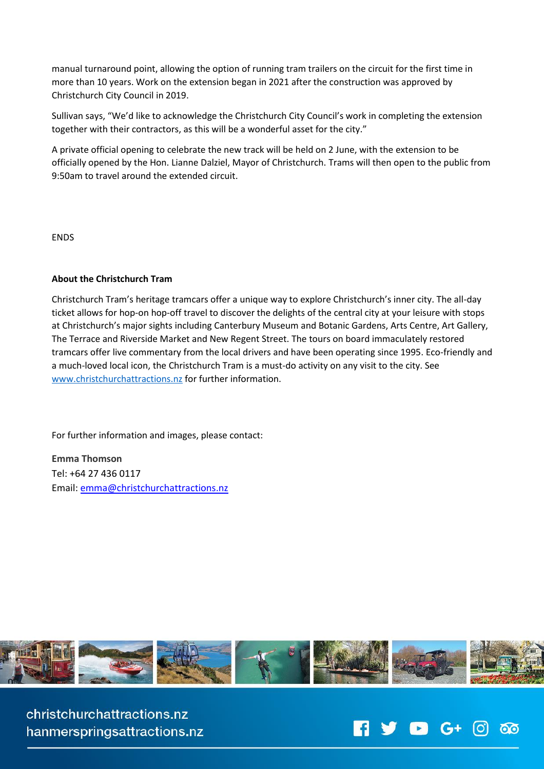manual turnaround point, allowing the option of running tram trailers on the circuit for the first time in more than 10 years. Work on the extension began in 2021 after the construction was approved by Christchurch City Council in 2019.

Sullivan says, "We'd like to acknowledge the Christchurch City Council's work in completing the extension together with their contractors, as this will be a wonderful asset for the city."

A private official opening to celebrate the new track will be held on 2 June, with the extension to be officially opened by the Hon. Lianne Dalziel, Mayor of Christchurch. Trams will then open to the public from 9:50am to travel around the extended circuit.

ENDS

**About the Christchurch Tram**

Christchurch Tram's heritage tramcars offer a unique way to explore Christchurch's inner city. The all-day ticket allows for hop-on hop-off travel to discover the delights of the central city at your leisure with stops at Christchurch's major sights including Canterbury Museum and Botanic Gardens, Arts Centre, Art Gallery, The Terrace and Riverside Market and New Regent Street. The tours on board immaculately restored tramcars offer live commentary from the local drivers and have been operating since 1995. Eco-friendly and a much-loved local icon, the Christchurch Tram is a must-do activity on any visit to the city. See www.christchurchattractions.nz for further information.

For further information and images, please contact:

**Emma Thomson**
Tel: +64 27 436 0117
Email: emma@christchurchattractions.nz

christchurchattractions.nz
hanmerspringsattractions.nz